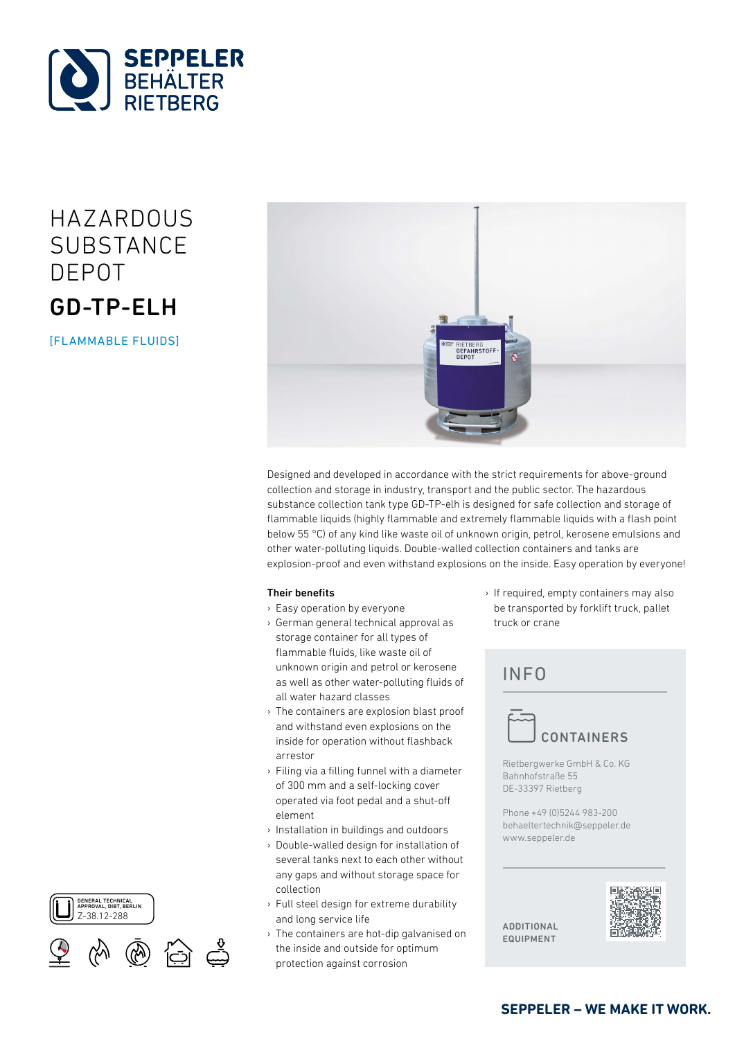SEPPELER BEHÄLTER RIETBERG

# HAZARDOUS SUBSTANCE DEPOT

## GD-TP-ELH

[FLAMMABLE FLUIDS]

Designed and developed in accordance with the strict requirements for above-ground collection and storage in industry, transport and the public sector. The hazardous substance collection tank type GD-TP-elh is designed for safe collection and storage of flammable liquids (highly flammable and extremely flammable liquids with a flash point below 55 °C) of any kind like waste oil of unknown origin, petrol, kerosene emulsions and other water-polluting liquids. Double-walled collection containers and tanks are explosion-proof and even withstand explosions on the inside. Easy operation by everyone!

**Their benefits**

- Easy operation by everyone
- German general technical approval as storage container for all types of flammable fluids, like waste oil of unknown origin and petrol or kerosene as well as other water-polluting fluids of all water hazard classes
- The containers are explosion blast proof and withstand even explosions on the inside for operation without flashback arrestor
- Filing via a filling funnel with a diameter of 300 mm and a self-locking cover operated via foot pedal and a shut-off element
- Installation in buildings and outdoors
- Double-walled design for installation of several tanks next to each other without any gaps and without storage space for collection
- Full steel design for extreme durability and long service life
- The containers are hot-dip galvanised on the inside and outside for optimum protection against corrosion
- If required, empty containers may also be transported by forklift truck, pallet truck or crane

GENERAL TECHNICAL APPROVAL, DIBT, BERLIN
Z-38.12-288

## INFO

### CONTAINERS

Rietbergwerke GmbH & Co. KG
Bahnhofstraße 55
DE-33397 Rietberg

Phone +49 (0)5244 983-200
behaeltertechnik@seppeler.de
www.seppeler.de

ADDITIONAL EQUIPMENT

SEPPELER – WE MAKE IT WORK.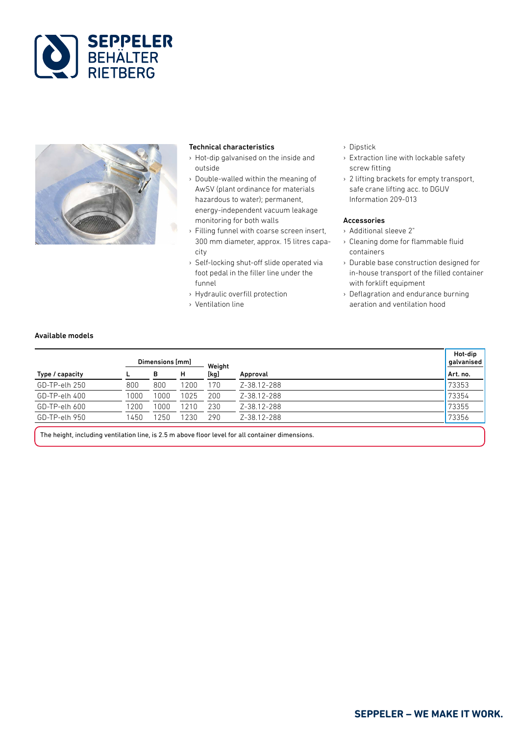**SEPPELER BEHÄLTER RIETBERG**

### Technical characteristics

- Hot-dip galvanised on the inside and outside
- Double-walled within the meaning of AwSV (plant ordinance for materials hazardous to water); permanent, energy-independent vacuum leakage monitoring for both walls
- Filling funnel with coarse screen insert, 300 mm diameter, approx. 15 litres capacity
- Self-locking shut-off slide operated via foot pedal in the filler line under the funnel
- Hydraulic overfill protection
- Ventilation line
- Dipstick
- Extraction line with lockable safety screw fitting
- 2 lifting brackets for empty transport, safe crane lifting acc. to DGUV Information 209-013

### Accessories

- Additional sleeve 2"
- Cleaning dome for flammable fluid containers
- Durable base construction designed for in-house transport of the filled container with forklift equipment
- Deflagration and endurance burning aeration and ventilation hood

### Available models

| | Dimensions [mm] | | | Weight | | Hot-dip galvanised |
|---|---|---|---|---|---|---|
| Type / capacity | L | B | H | [kg] | Approval | Art. no. |
| GD-TP-elh 250 | 800 | 800 | 1200 | 170 | Z-38.12-288 | 73353 |
| GD-TP-elh 400 | 1000 | 1000 | 1025 | 200 | Z-38.12-288 | 73354 |
| GD-TP-elh 600 | 1200 | 1000 | 1210 | 230 | Z-38.12-288 | 73355 |
| GD-TP-elh 950 | 1450 | 1250 | 1230 | 290 | Z-38.12-288 | 73356 |

The height, including ventilation line, is 2.5 m above floor level for all container dimensions.

**SEPPELER – WE MAKE IT WORK.**